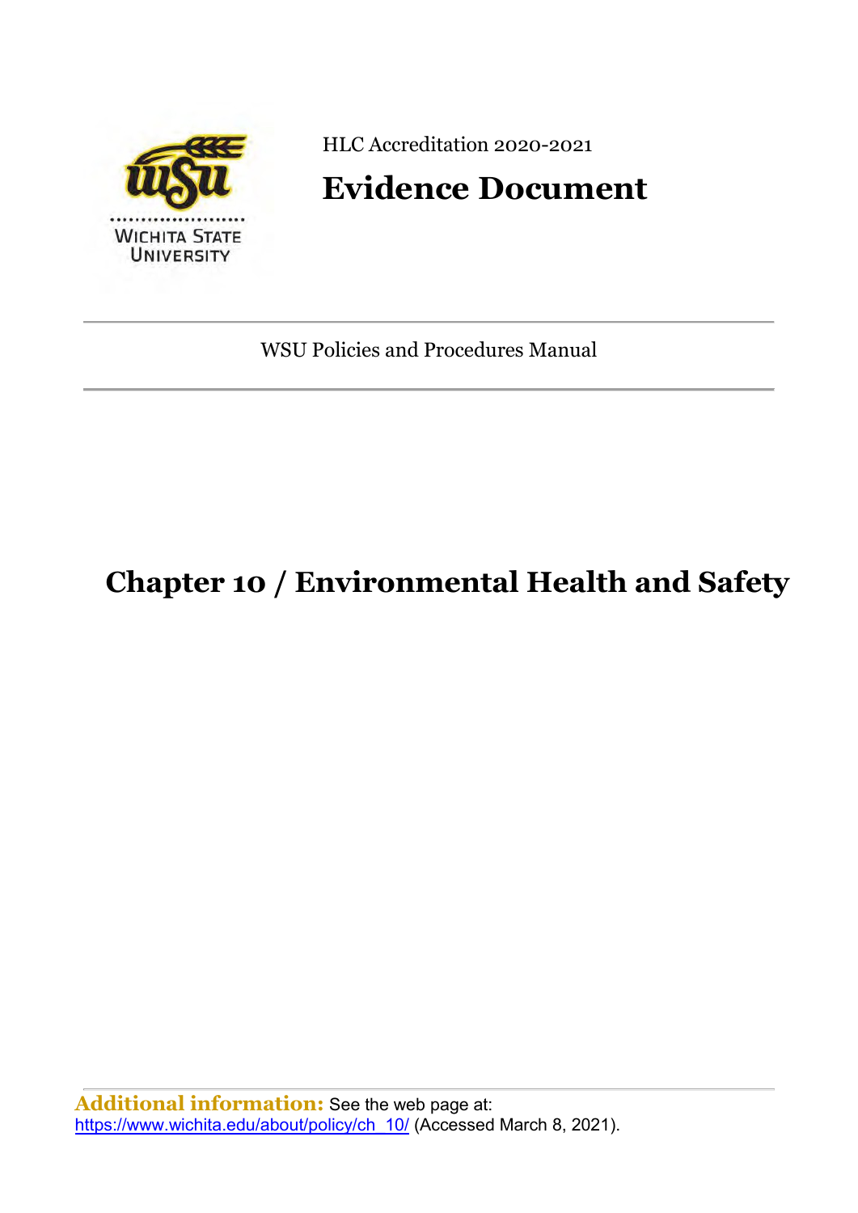HLC Accreditation 2020-2021

# Evidence Document

WSU Policies and Procedures Manual

# Chapter 10 / Environmental Health and Safety

**Additional information:** See the web page at: https://www.wichita.edu/about/policy/ch_10/ (Accessed March 8, 2021).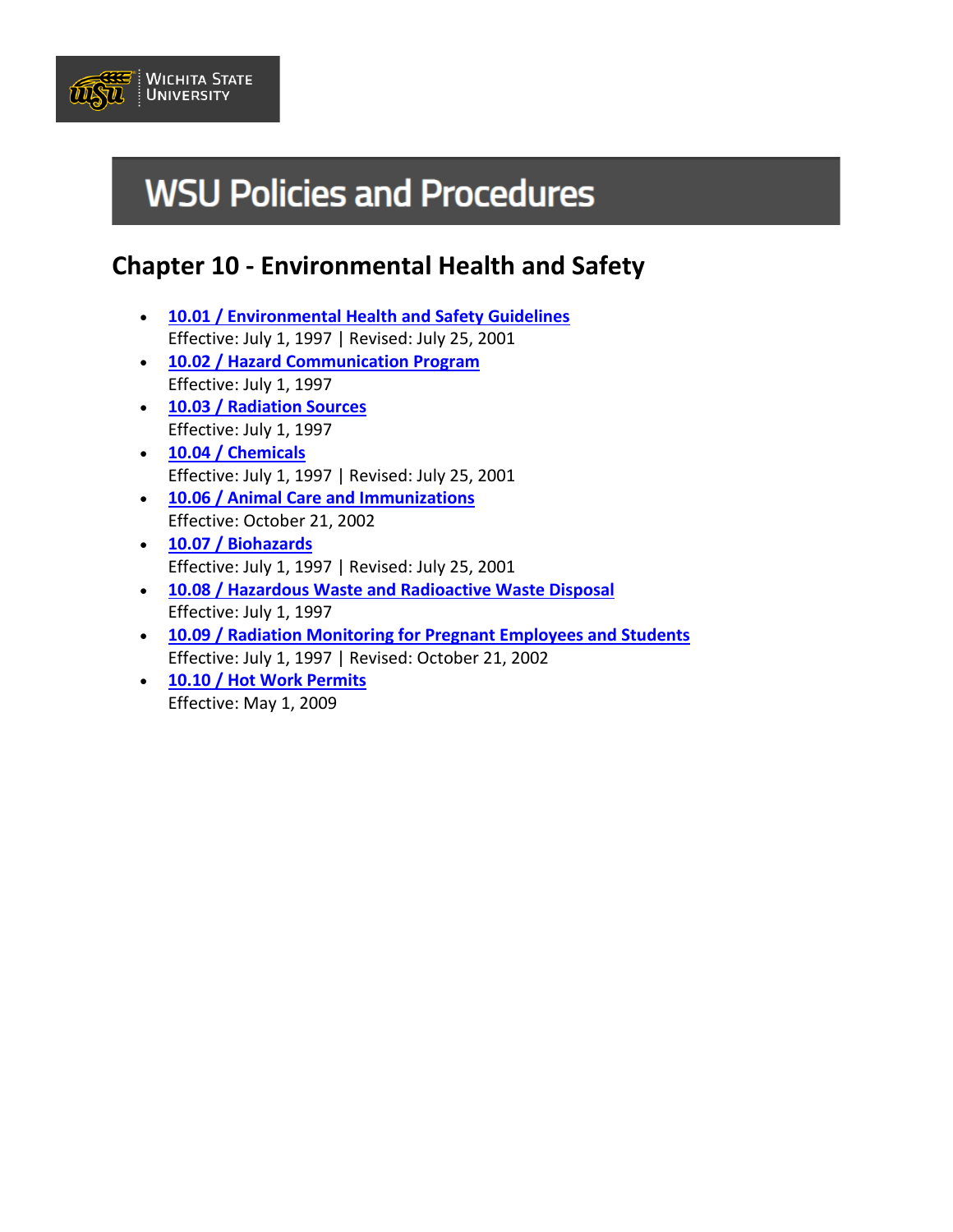# WSU Policies and Procedures

## Chapter 10 - Environmental Health and Safety

- **10.01 / Environmental Health and Safety Guidelines**
  Effective: July 1, 1997 | Revised: July 25, 2001
- **10.02 / Hazard Communication Program**
  Effective: July 1, 1997
- **10.03 / Radiation Sources**
  Effective: July 1, 1997
- **10.04 / Chemicals**
  Effective: July 1, 1997 | Revised: July 25, 2001
- **10.06 / Animal Care and Immunizations**
  Effective: October 21, 2002
- **10.07 / Biohazards**
  Effective: July 1, 1997 | Revised: July 25, 2001
- **10.08 / Hazardous Waste and Radioactive Waste Disposal**
  Effective: July 1, 1997
- **10.09 / Radiation Monitoring for Pregnant Employees and Students**
  Effective: July 1, 1997 | Revised: October 21, 2002
- **10.10 / Hot Work Permits**
  Effective: May 1, 2009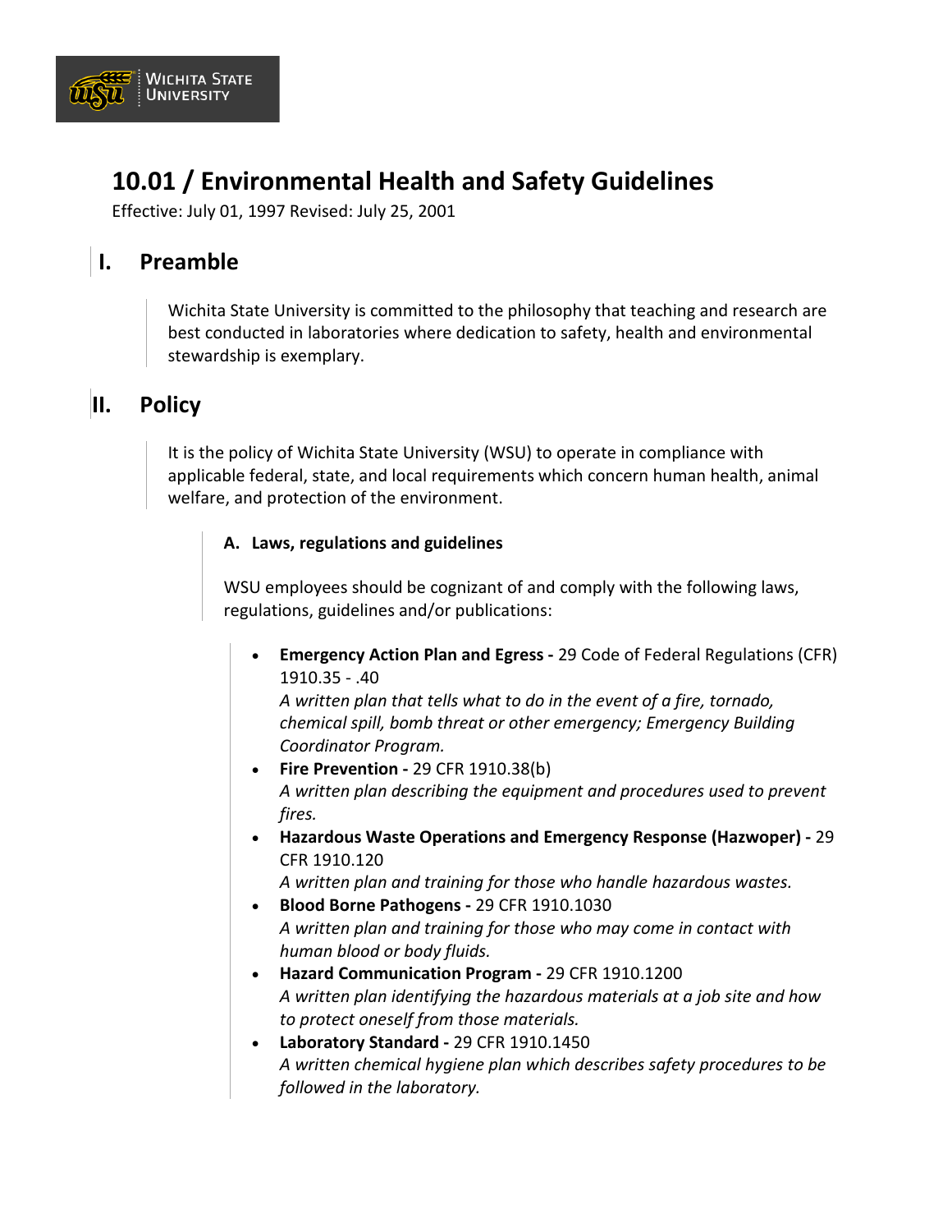# 10.01 / Environmental Health and Safety Guidelines

Effective: July 01, 1997 Revised: July 25, 2001

## I. Preamble

Wichita State University is committed to the philosophy that teaching and research are best conducted in laboratories where dedication to safety, health and environmental stewardship is exemplary.

## II. Policy

It is the policy of Wichita State University (WSU) to operate in compliance with applicable federal, state, and local requirements which concern human health, animal welfare, and protection of the environment.

### A. Laws, regulations and guidelines

WSU employees should be cognizant of and comply with the following laws, regulations, guidelines and/or publications:

- **Emergency Action Plan and Egress -** 29 Code of Federal Regulations (CFR) 1910.35 - .40
  *A written plan that tells what to do in the event of a fire, tornado, chemical spill, bomb threat or other emergency; Emergency Building Coordinator Program.*
- **Fire Prevention -** 29 CFR 1910.38(b)
  *A written plan describing the equipment and procedures used to prevent fires.*
- **Hazardous Waste Operations and Emergency Response (Hazwoper) -** 29 CFR 1910.120
  *A written plan and training for those who handle hazardous wastes.*
- **Blood Borne Pathogens -** 29 CFR 1910.1030
  *A written plan and training for those who may come in contact with human blood or body fluids.*
- **Hazard Communication Program -** 29 CFR 1910.1200
  *A written plan identifying the hazardous materials at a job site and how to protect oneself from those materials.*
- **Laboratory Standard -** 29 CFR 1910.1450
  *A written chemical hygiene plan which describes safety procedures to be followed in the laboratory.*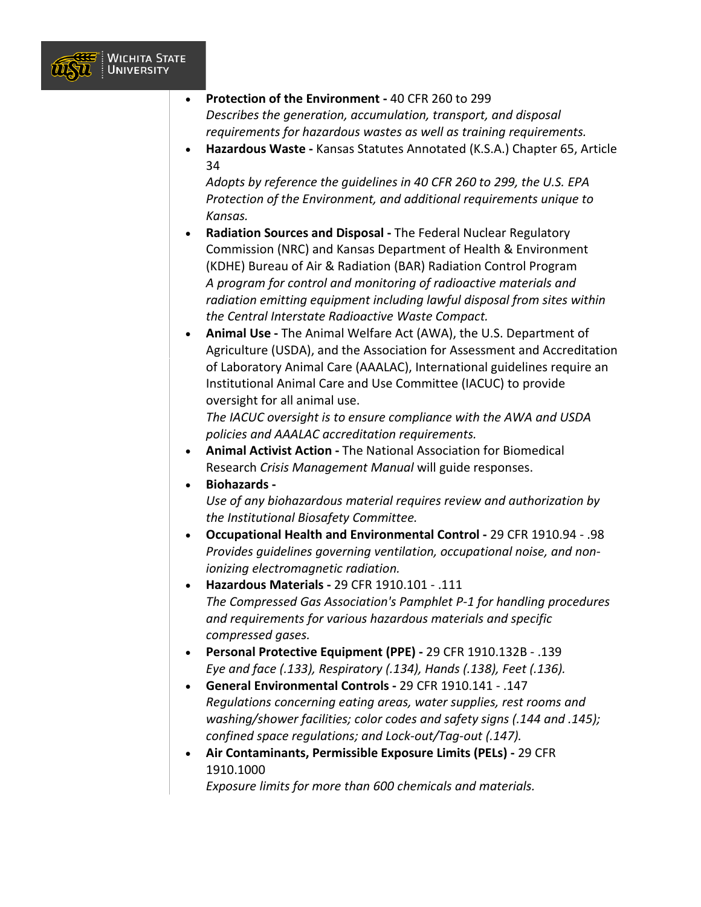- **Protection of the Environment -** 40 CFR 260 to 299
  *Describes the generation, accumulation, transport, and disposal requirements for hazardous wastes as well as training requirements.*
- **Hazardous Waste -** Kansas Statutes Annotated (K.S.A.) Chapter 65, Article 34
  *Adopts by reference the guidelines in 40 CFR 260 to 299, the U.S. EPA Protection of the Environment, and additional requirements unique to Kansas.*
- **Radiation Sources and Disposal -** The Federal Nuclear Regulatory Commission (NRC) and Kansas Department of Health & Environment (KDHE) Bureau of Air & Radiation (BAR) Radiation Control Program
  *A program for control and monitoring of radioactive materials and radiation emitting equipment including lawful disposal from sites within the Central Interstate Radioactive Waste Compact.*
- **Animal Use -** The Animal Welfare Act (AWA), the U.S. Department of Agriculture (USDA), and the Association for Assessment and Accreditation of Laboratory Animal Care (AAALAC), International guidelines require an Institutional Animal Care and Use Committee (IACUC) to provide oversight for all animal use.
  *The IACUC oversight is to ensure compliance with the AWA and USDA policies and AAALAC accreditation requirements.*
- **Animal Activist Action -** The National Association for Biomedical Research *Crisis Management Manual* will guide responses.
- **Biohazards -**
  *Use of any biohazardous material requires review and authorization by the Institutional Biosafety Committee.*
- **Occupational Health and Environmental Control -** 29 CFR 1910.94 - .98
  *Provides guidelines governing ventilation, occupational noise, and non-ionizing electromagnetic radiation.*
- **Hazardous Materials -** 29 CFR 1910.101 - .111
  *The Compressed Gas Association's Pamphlet P-1 for handling procedures and requirements for various hazardous materials and specific compressed gases.*
- **Personal Protective Equipment (PPE) -** 29 CFR 1910.132B - .139
  *Eye and face (.133), Respiratory (.134), Hands (.138), Feet (.136).*
- **General Environmental Controls -** 29 CFR 1910.141 - .147
  *Regulations concerning eating areas, water supplies, rest rooms and washing/shower facilities; color codes and safety signs (.144 and .145); confined space regulations; and Lock-out/Tag-out (.147).*
- **Air Contaminants, Permissible Exposure Limits (PELs) -** 29 CFR 1910.1000
  *Exposure limits for more than 600 chemicals and materials.*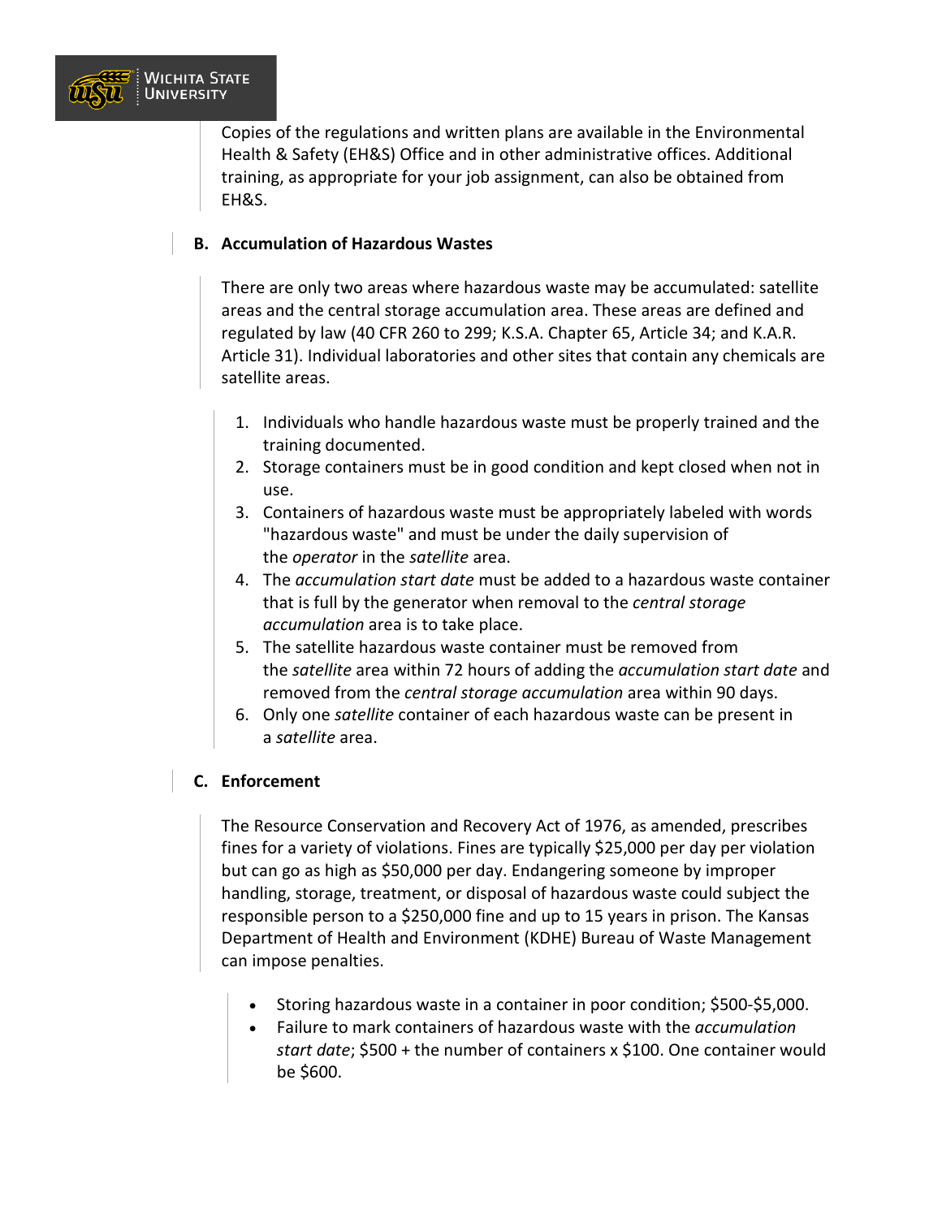Copies of the regulations and written plans are available in the Environmental Health & Safety (EH&S) Office and in other administrative offices. Additional training, as appropriate for your job assignment, can also be obtained from EH&S.

### B. Accumulation of Hazardous Wastes

There are only two areas where hazardous waste may be accumulated: satellite areas and the central storage accumulation area. These areas are defined and regulated by law (40 CFR 260 to 299; K.S.A. Chapter 65, Article 34; and K.A.R. Article 31). Individual laboratories and other sites that contain any chemicals are satellite areas.

1. Individuals who handle hazardous waste must be properly trained and the training documented.
2. Storage containers must be in good condition and kept closed when not in use.
3. Containers of hazardous waste must be appropriately labeled with words "hazardous waste" and must be under the daily supervision of the *operator* in the *satellite* area.
4. The *accumulation start date* must be added to a hazardous waste container that is full by the generator when removal to the *central storage accumulation* area is to take place.
5. The satellite hazardous waste container must be removed from the *satellite* area within 72 hours of adding the *accumulation start date* and removed from the *central storage accumulation* area within 90 days.
6. Only one *satellite* container of each hazardous waste can be present in a *satellite* area.

### C. Enforcement

The Resource Conservation and Recovery Act of 1976, as amended, prescribes fines for a variety of violations. Fines are typically $25,000 per day per violation but can go as high as $50,000 per day. Endangering someone by improper handling, storage, treatment, or disposal of hazardous waste could subject the responsible person to a $250,000 fine and up to 15 years in prison. The Kansas Department of Health and Environment (KDHE) Bureau of Waste Management can impose penalties.

- Storing hazardous waste in a container in poor condition; $500-$5,000.
- Failure to mark containers of hazardous waste with the *accumulation start date*; $500 + the number of containers x $100. One container would be $600.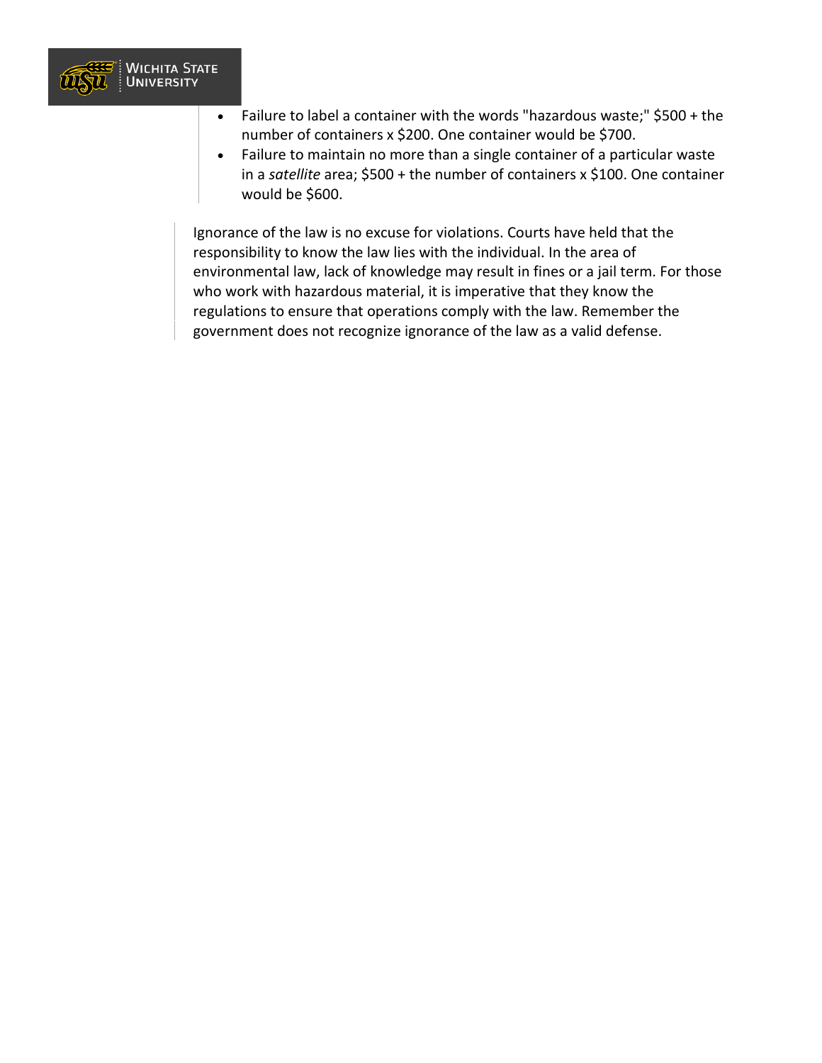- Failure to label a container with the words "hazardous waste;" $500 + the number of containers x $200. One container would be $700.
- Failure to maintain no more than a single container of a particular waste in a *satellite* area; $500 + the number of containers x $100. One container would be $600.

Ignorance of the law is no excuse for violations. Courts have held that the responsibility to know the law lies with the individual. In the area of environmental law, lack of knowledge may result in fines or a jail term. For those who work with hazardous material, it is imperative that they know the regulations to ensure that operations comply with the law. Remember the government does not recognize ignorance of the law as a valid defense.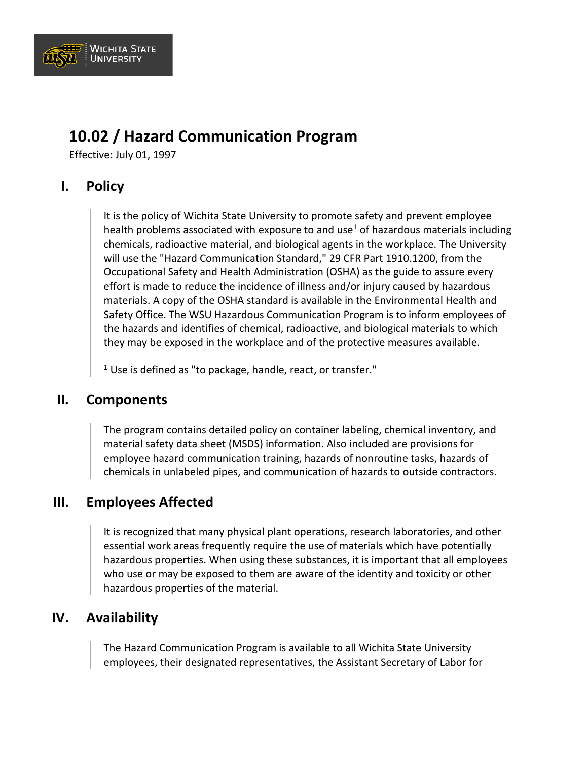# 10.02 / Hazard Communication Program

Effective: July 01, 1997

## I. Policy

It is the policy of Wichita State University to promote safety and prevent employee health problems associated with exposure to and use[1] of hazardous materials including chemicals, radioactive material, and biological agents in the workplace. The University will use the "Hazard Communication Standard," 29 CFR Part 1910.1200, from the Occupational Safety and Health Administration (OSHA) as the guide to assure every effort is made to reduce the incidence of illness and/or injury caused by hazardous materials. A copy of the OSHA standard is available in the Environmental Health and Safety Office. The WSU Hazardous Communication Program is to inform employees of the hazards and identifies of chemical, radioactive, and biological materials to which they may be exposed in the workplace and of the protective measures available.

[1] Use is defined as "to package, handle, react, or transfer."

## II. Components

The program contains detailed policy on container labeling, chemical inventory, and material safety data sheet (MSDS) information. Also included are provisions for employee hazard communication training, hazards of nonroutine tasks, hazards of chemicals in unlabeled pipes, and communication of hazards to outside contractors.

## III. Employees Affected

It is recognized that many physical plant operations, research laboratories, and other essential work areas frequently require the use of materials which have potentially hazardous properties. When using these substances, it is important that all employees who use or may be exposed to them are aware of the identity and toxicity or other hazardous properties of the material.

## IV. Availability

The Hazard Communication Program is available to all Wichita State University employees, their designated representatives, the Assistant Secretary of Labor for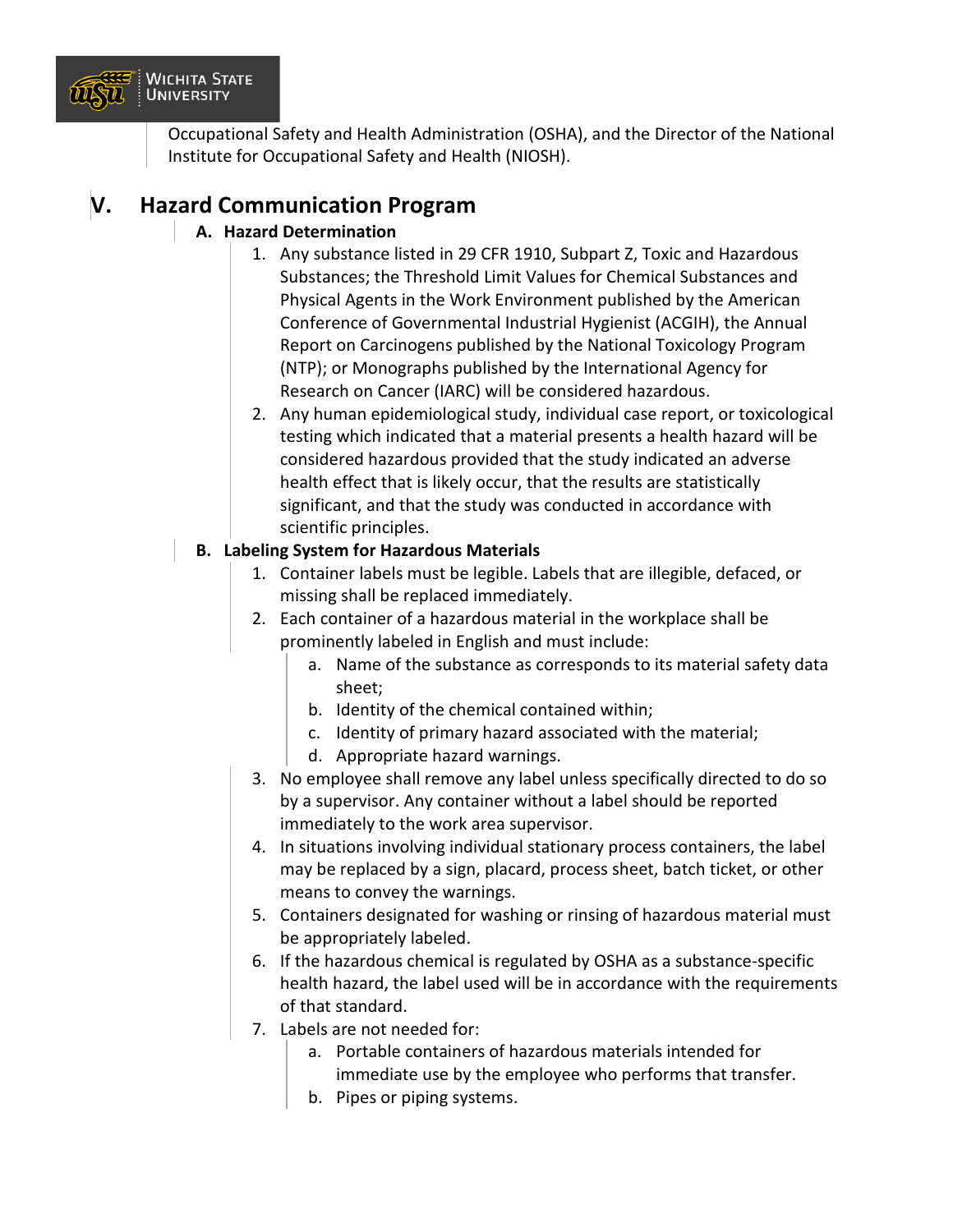Occupational Safety and Health Administration (OSHA), and the Director of the National Institute for Occupational Safety and Health (NIOSH).

## V. Hazard Communication Program

### A. Hazard Determination

1. Any substance listed in 29 CFR 1910, Subpart Z, Toxic and Hazardous Substances; the Threshold Limit Values for Chemical Substances and Physical Agents in the Work Environment published by the American Conference of Governmental Industrial Hygienist (ACGIH), the Annual Report on Carcinogens published by the National Toxicology Program (NTP); or Monographs published by the International Agency for Research on Cancer (IARC) will be considered hazardous.
2. Any human epidemiological study, individual case report, or toxicological testing which indicated that a material presents a health hazard will be considered hazardous provided that the study indicated an adverse health effect that is likely occur, that the results are statistically significant, and that the study was conducted in accordance with scientific principles.

### B. Labeling System for Hazardous Materials

1. Container labels must be legible. Labels that are illegible, defaced, or missing shall be replaced immediately.
2. Each container of a hazardous material in the workplace shall be prominently labeled in English and must include:
   a. Name of the substance as corresponds to its material safety data sheet;
   b. Identity of the chemical contained within;
   c. Identity of primary hazard associated with the material;
   d. Appropriate hazard warnings.
3. No employee shall remove any label unless specifically directed to do so by a supervisor. Any container without a label should be reported immediately to the work area supervisor.
4. In situations involving individual stationary process containers, the label may be replaced by a sign, placard, process sheet, batch ticket, or other means to convey the warnings.
5. Containers designated for washing or rinsing of hazardous material must be appropriately labeled.
6. If the hazardous chemical is regulated by OSHA as a substance-specific health hazard, the label used will be in accordance with the requirements of that standard.
7. Labels are not needed for:
   a. Portable containers of hazardous materials intended for immediate use by the employee who performs that transfer.
   b. Pipes or piping systems.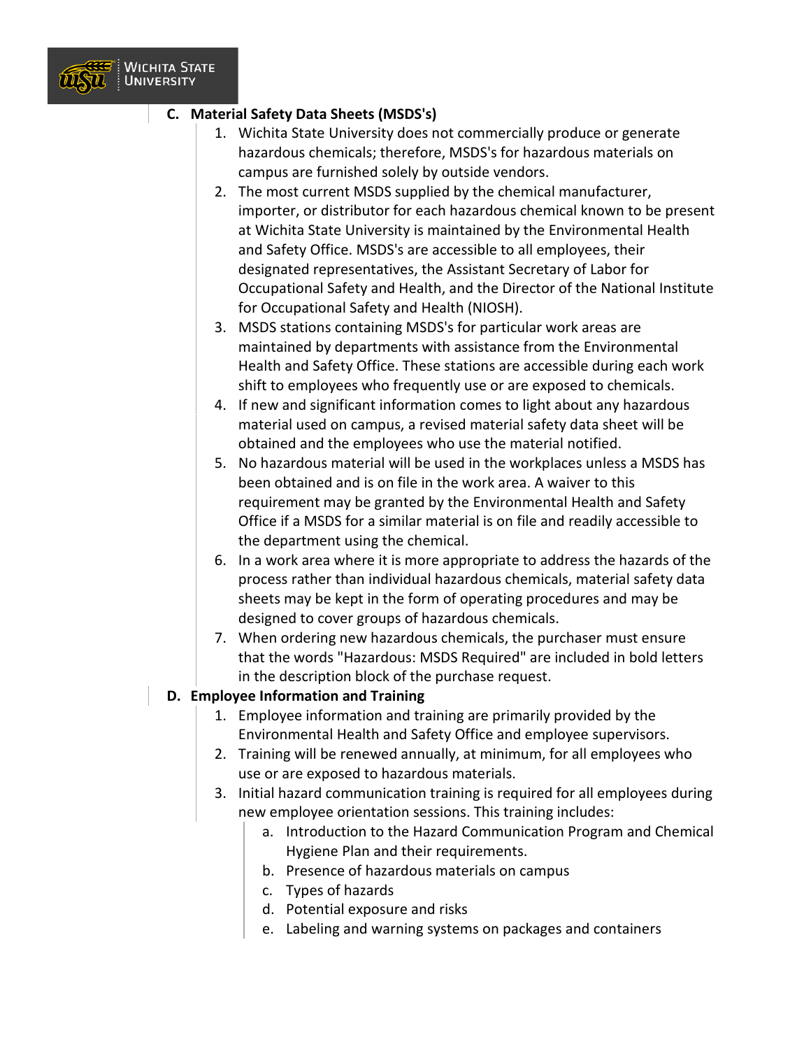**C. Material Safety Data Sheets (MSDS's)**

1. Wichita State University does not commercially produce or generate hazardous chemicals; therefore, MSDS's for hazardous materials on campus are furnished solely by outside vendors.
2. The most current MSDS supplied by the chemical manufacturer, importer, or distributor for each hazardous chemical known to be present at Wichita State University is maintained by the Environmental Health and Safety Office. MSDS's are accessible to all employees, their designated representatives, the Assistant Secretary of Labor for Occupational Safety and Health, and the Director of the National Institute for Occupational Safety and Health (NIOSH).
3. MSDS stations containing MSDS's for particular work areas are maintained by departments with assistance from the Environmental Health and Safety Office. These stations are accessible during each work shift to employees who frequently use or are exposed to chemicals.
4. If new and significant information comes to light about any hazardous material used on campus, a revised material safety data sheet will be obtained and the employees who use the material notified.
5. No hazardous material will be used in the workplaces unless a MSDS has been obtained and is on file in the work area. A waiver to this requirement may be granted by the Environmental Health and Safety Office if a MSDS for a similar material is on file and readily accessible to the department using the chemical.
6. In a work area where it is more appropriate to address the hazards of the process rather than individual hazardous chemicals, material safety data sheets may be kept in the form of operating procedures and may be designed to cover groups of hazardous chemicals.
7. When ordering new hazardous chemicals, the purchaser must ensure that the words "Hazardous: MSDS Required" are included in bold letters in the description block of the purchase request.

**D. Employee Information and Training**

1. Employee information and training are primarily provided by the Environmental Health and Safety Office and employee supervisors.
2. Training will be renewed annually, at minimum, for all employees who use or are exposed to hazardous materials.
3. Initial hazard communication training is required for all employees during new employee orientation sessions. This training includes:
   a. Introduction to the Hazard Communication Program and Chemical Hygiene Plan and their requirements.
   b. Presence of hazardous materials on campus
   c. Types of hazards
   d. Potential exposure and risks
   e. Labeling and warning systems on packages and containers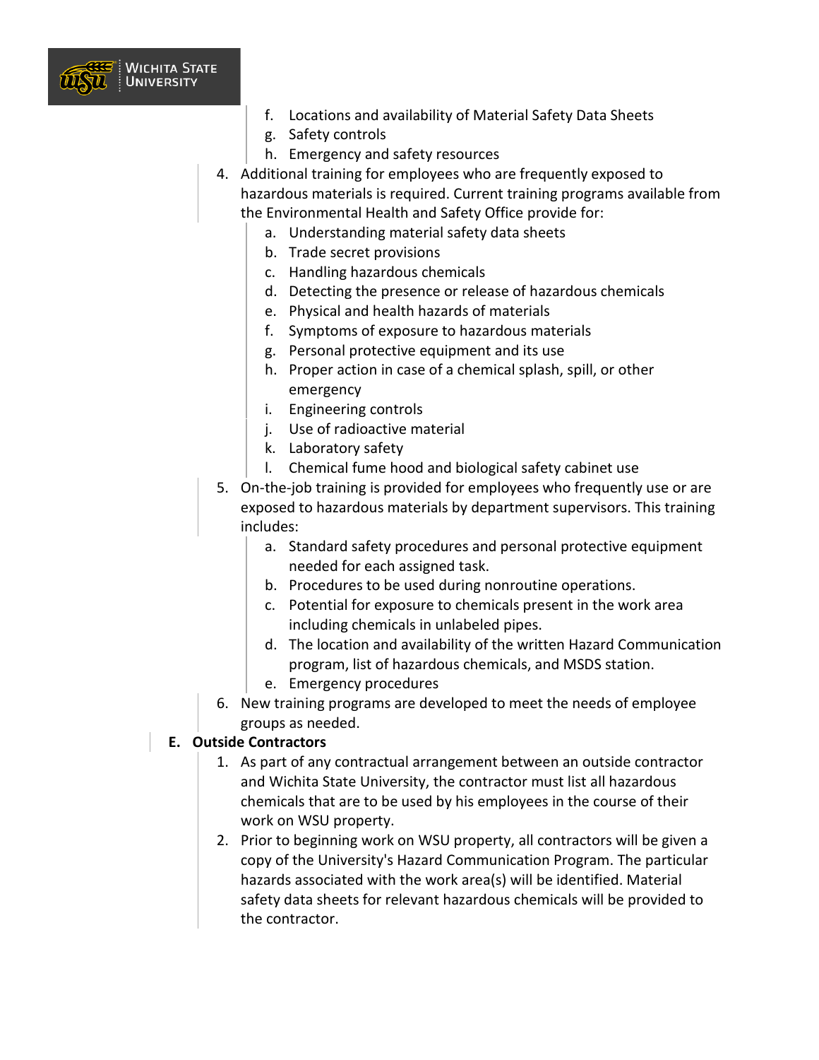f. Locations and availability of Material Safety Data Sheets
   g. Safety controls
   h. Emergency and safety resources

4. Additional training for employees who are frequently exposed to hazardous materials is required. Current training programs available from the Environmental Health and Safety Office provide for:
   a. Understanding material safety data sheets
   b. Trade secret provisions
   c. Handling hazardous chemicals
   d. Detecting the presence or release of hazardous chemicals
   e. Physical and health hazards of materials
   f. Symptoms of exposure to hazardous materials
   g. Personal protective equipment and its use
   h. Proper action in case of a chemical splash, spill, or other emergency
   i. Engineering controls
   j. Use of radioactive material
   k. Laboratory safety
   l. Chemical fume hood and biological safety cabinet use
5. On-the-job training is provided for employees who frequently use or are exposed to hazardous materials by department supervisors. This training includes:
   a. Standard safety procedures and personal protective equipment needed for each assigned task.
   b. Procedures to be used during nonroutine operations.
   c. Potential for exposure to chemicals present in the work area including chemicals in unlabeled pipes.
   d. The location and availability of the written Hazard Communication program, list of hazardous chemicals, and MSDS station.
   e. Emergency procedures
6. New training programs are developed to meet the needs of employee groups as needed.

**E. Outside Contractors**

1. As part of any contractual arrangement between an outside contractor and Wichita State University, the contractor must list all hazardous chemicals that are to be used by his employees in the course of their work on WSU property.
2. Prior to beginning work on WSU property, all contractors will be given a copy of the University's Hazard Communication Program. The particular hazards associated with the work area(s) will be identified. Material safety data sheets for relevant hazardous chemicals will be provided to the contractor.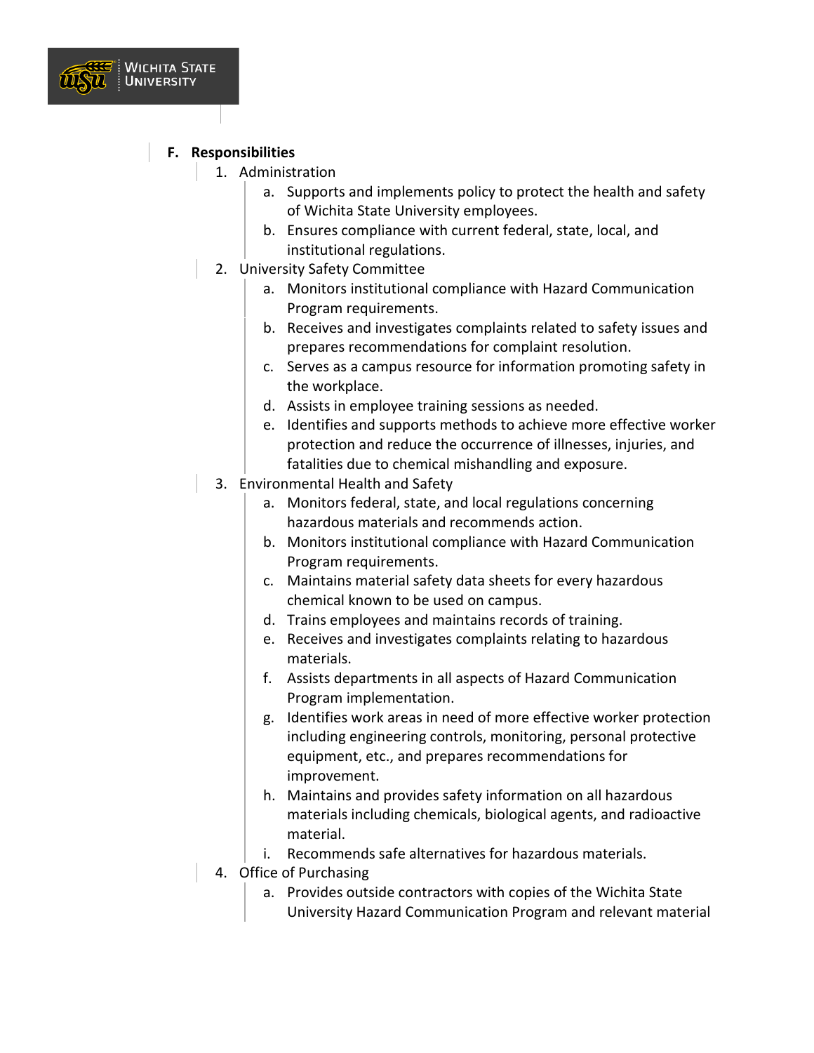### F. Responsibilities

1. Administration
   a. Supports and implements policy to protect the health and safety of Wichita State University employees.
   b. Ensures compliance with current federal, state, local, and institutional regulations.
2. University Safety Committee
   a. Monitors institutional compliance with Hazard Communication Program requirements.
   b. Receives and investigates complaints related to safety issues and prepares recommendations for complaint resolution.
   c. Serves as a campus resource for information promoting safety in the workplace.
   d. Assists in employee training sessions as needed.
   e. Identifies and supports methods to achieve more effective worker protection and reduce the occurrence of illnesses, injuries, and fatalities due to chemical mishandling and exposure.
3. Environmental Health and Safety
   a. Monitors federal, state, and local regulations concerning hazardous materials and recommends action.
   b. Monitors institutional compliance with Hazard Communication Program requirements.
   c. Maintains material safety data sheets for every hazardous chemical known to be used on campus.
   d. Trains employees and maintains records of training.
   e. Receives and investigates complaints relating to hazardous materials.
   f. Assists departments in all aspects of Hazard Communication Program implementation.
   g. Identifies work areas in need of more effective worker protection including engineering controls, monitoring, personal protective equipment, etc., and prepares recommendations for improvement.
   h. Maintains and provides safety information on all hazardous materials including chemicals, biological agents, and radioactive material.
   i. Recommends safe alternatives for hazardous materials.
4. Office of Purchasing
   a. Provides outside contractors with copies of the Wichita State University Hazard Communication Program and relevant material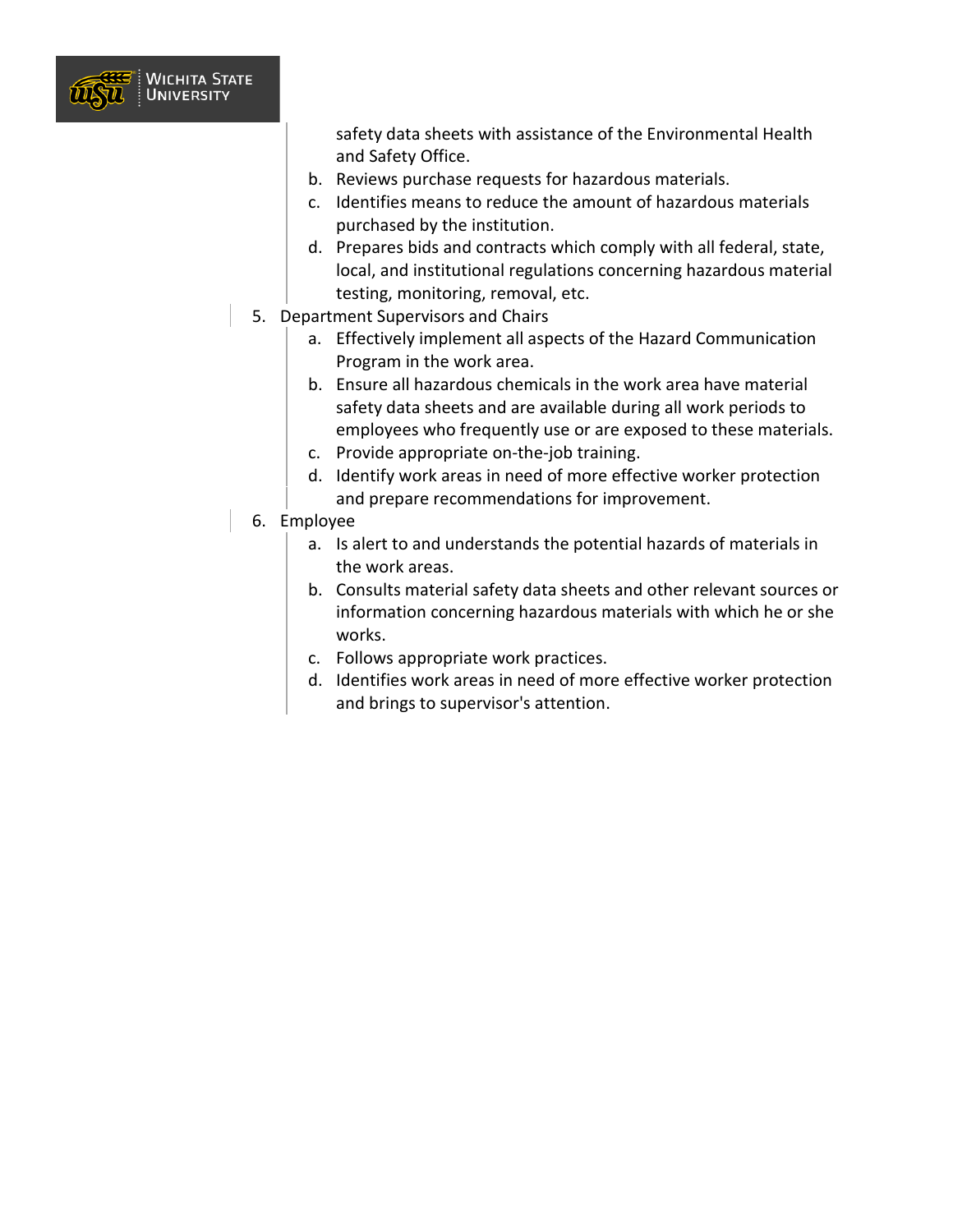safety data sheets with assistance of the Environmental Health and Safety Office.

   b. Reviews purchase requests for hazardous materials.
   c. Identifies means to reduce the amount of hazardous materials purchased by the institution.
   d. Prepares bids and contracts which comply with all federal, state, local, and institutional regulations concerning hazardous material testing, monitoring, removal, etc.

5. Department Supervisors and Chairs
   a. Effectively implement all aspects of the Hazard Communication Program in the work area.
   b. Ensure all hazardous chemicals in the work area have material safety data sheets and are available during all work periods to employees who frequently use or are exposed to these materials.
   c. Provide appropriate on-the-job training.
   d. Identify work areas in need of more effective worker protection and prepare recommendations for improvement.
6. Employee
   a. Is alert to and understands the potential hazards of materials in the work areas.
   b. Consults material safety data sheets and other relevant sources or information concerning hazardous materials with which he or she works.
   c. Follows appropriate work practices.
   d. Identifies work areas in need of more effective worker protection and brings to supervisor's attention.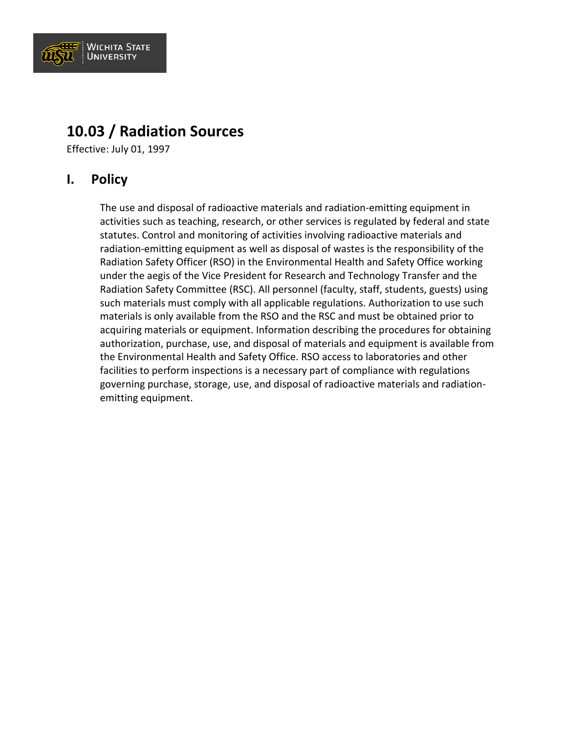# 10.03 / Radiation Sources

Effective: July 01, 1997

## I. Policy

The use and disposal of radioactive materials and radiation-emitting equipment in activities such as teaching, research, or other services is regulated by federal and state statutes. Control and monitoring of activities involving radioactive materials and radiation-emitting equipment as well as disposal of wastes is the responsibility of the Radiation Safety Officer (RSO) in the Environmental Health and Safety Office working under the aegis of the Vice President for Research and Technology Transfer and the Radiation Safety Committee (RSC). All personnel (faculty, staff, students, guests) using such materials must comply with all applicable regulations. Authorization to use such materials is only available from the RSO and the RSC and must be obtained prior to acquiring materials or equipment. Information describing the procedures for obtaining authorization, purchase, use, and disposal of materials and equipment is available from the Environmental Health and Safety Office. RSO access to laboratories and other facilities to perform inspections is a necessary part of compliance with regulations governing purchase, storage, use, and disposal of radioactive materials and radiation-emitting equipment.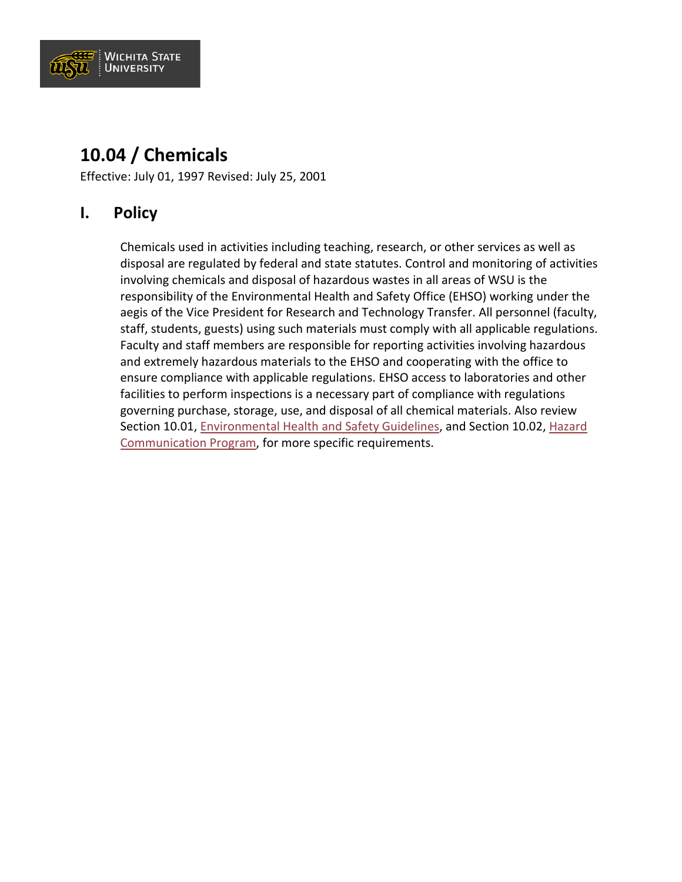# 10.04 / Chemicals

Effective: July 01, 1997 Revised: July 25, 2001

## I. Policy

Chemicals used in activities including teaching, research, or other services as well as disposal are regulated by federal and state statutes. Control and monitoring of activities involving chemicals and disposal of hazardous wastes in all areas of WSU is the responsibility of the Environmental Health and Safety Office (EHSO) working under the aegis of the Vice President for Research and Technology Transfer. All personnel (faculty, staff, students, guests) using such materials must comply with all applicable regulations. Faculty and staff members are responsible for reporting activities involving hazardous and extremely hazardous materials to the EHSO and cooperating with the office to ensure compliance with applicable regulations. EHSO access to laboratories and other facilities to perform inspections is a necessary part of compliance with regulations governing purchase, storage, use, and disposal of all chemical materials. Also review Section 10.01, Environmental Health and Safety Guidelines, and Section 10.02, Hazard Communication Program, for more specific requirements.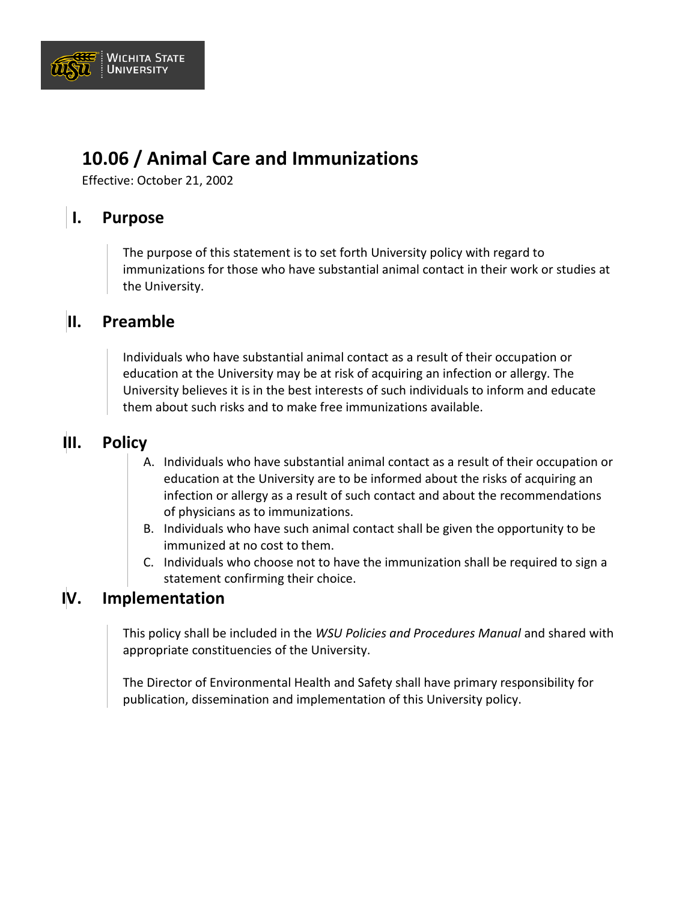# 10.06 / Animal Care and Immunizations

Effective: October 21, 2002

## I. Purpose

The purpose of this statement is to set forth University policy with regard to immunizations for those who have substantial animal contact in their work or studies at the University.

## II. Preamble

Individuals who have substantial animal contact as a result of their occupation or education at the University may be at risk of acquiring an infection or allergy. The University believes it is in the best interests of such individuals to inform and educate them about such risks and to make free immunizations available.

## III. Policy

A. Individuals who have substantial animal contact as a result of their occupation or education at the University are to be informed about the risks of acquiring an infection or allergy as a result of such contact and about the recommendations of physicians as to immunizations.
B. Individuals who have such animal contact shall be given the opportunity to be immunized at no cost to them.
C. Individuals who choose not to have the immunization shall be required to sign a statement confirming their choice.

## IV. Implementation

This policy shall be included in the *WSU Policies and Procedures Manual* and shared with appropriate constituencies of the University.

The Director of Environmental Health and Safety shall have primary responsibility for publication, dissemination and implementation of this University policy.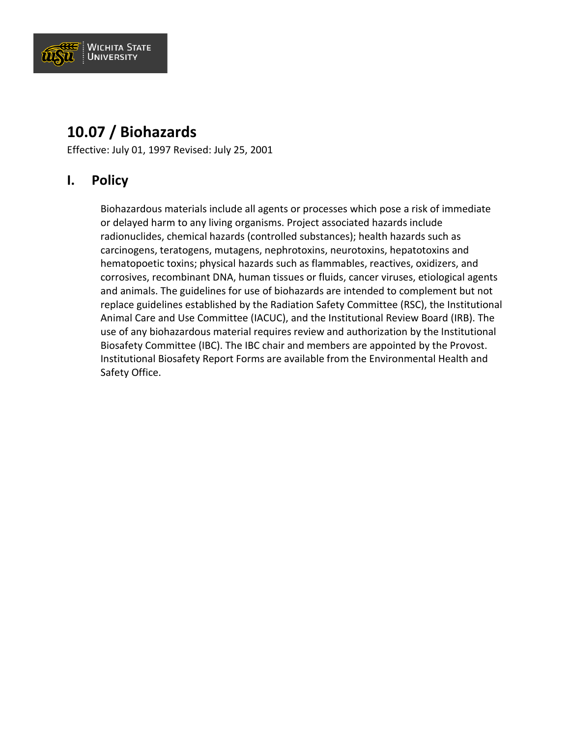# 10.07 / Biohazards

Effective: July 01, 1997 Revised: July 25, 2001

## I. Policy

Biohazardous materials include all agents or processes which pose a risk of immediate or delayed harm to any living organisms. Project associated hazards include radionuclides, chemical hazards (controlled substances); health hazards such as carcinogens, teratogens, mutagens, nephrotoxins, neurotoxins, hepatotoxins and hematopoetic toxins; physical hazards such as flammables, reactives, oxidizers, and corrosives, recombinant DNA, human tissues or fluids, cancer viruses, etiological agents and animals. The guidelines for use of biohazards are intended to complement but not replace guidelines established by the Radiation Safety Committee (RSC), the Institutional Animal Care and Use Committee (IACUC), and the Institutional Review Board (IRB). The use of any biohazardous material requires review and authorization by the Institutional Biosafety Committee (IBC). The IBC chair and members are appointed by the Provost. Institutional Biosafety Report Forms are available from the Environmental Health and Safety Office.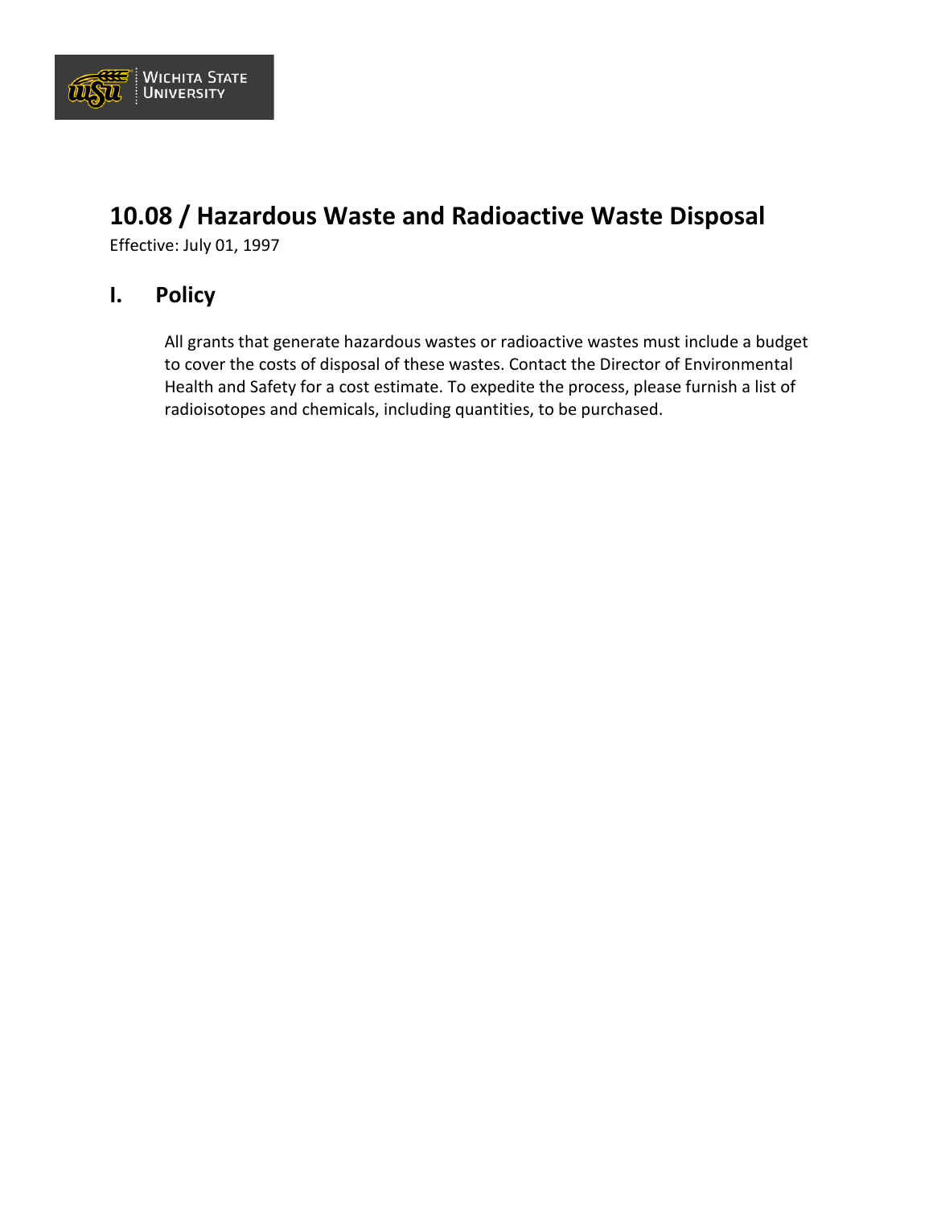# 10.08 / Hazardous Waste and Radioactive Waste Disposal

Effective: July 01, 1997

## I. Policy

All grants that generate hazardous wastes or radioactive wastes must include a budget to cover the costs of disposal of these wastes. Contact the Director of Environmental Health and Safety for a cost estimate. To expedite the process, please furnish a list of radioisotopes and chemicals, including quantities, to be purchased.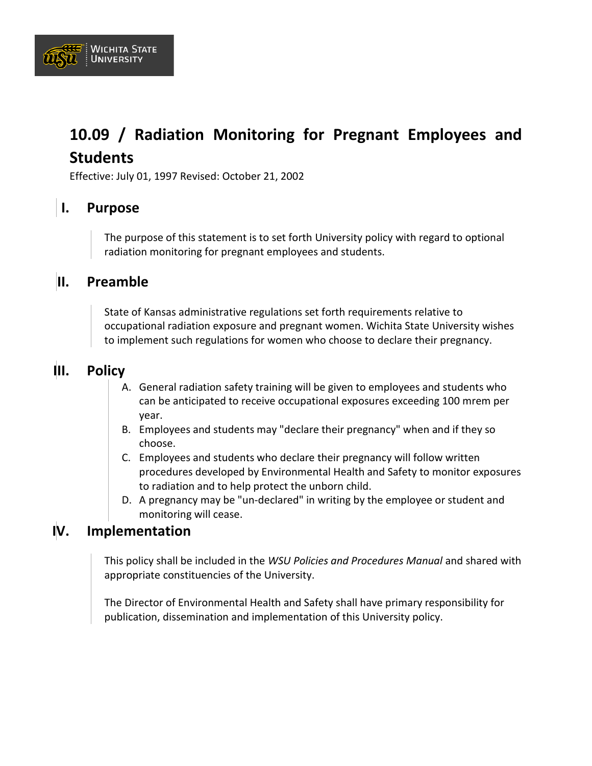# 10.09 / Radiation Monitoring for Pregnant Employees and Students

Effective: July 01, 1997 Revised: October 21, 2002

## I. Purpose

The purpose of this statement is to set forth University policy with regard to optional radiation monitoring for pregnant employees and students.

## II. Preamble

State of Kansas administrative regulations set forth requirements relative to occupational radiation exposure and pregnant women. Wichita State University wishes to implement such regulations for women who choose to declare their pregnancy.

## III. Policy

A. General radiation safety training will be given to employees and students who can be anticipated to receive occupational exposures exceeding 100 mrem per year.
B. Employees and students may "declare their pregnancy" when and if they so choose.
C. Employees and students who declare their pregnancy will follow written procedures developed by Environmental Health and Safety to monitor exposures to radiation and to help protect the unborn child.
D. A pregnancy may be "un-declared" in writing by the employee or student and monitoring will cease.

## IV. Implementation

This policy shall be included in the *WSU Policies and Procedures Manual* and shared with appropriate constituencies of the University.

The Director of Environmental Health and Safety shall have primary responsibility for publication, dissemination and implementation of this University policy.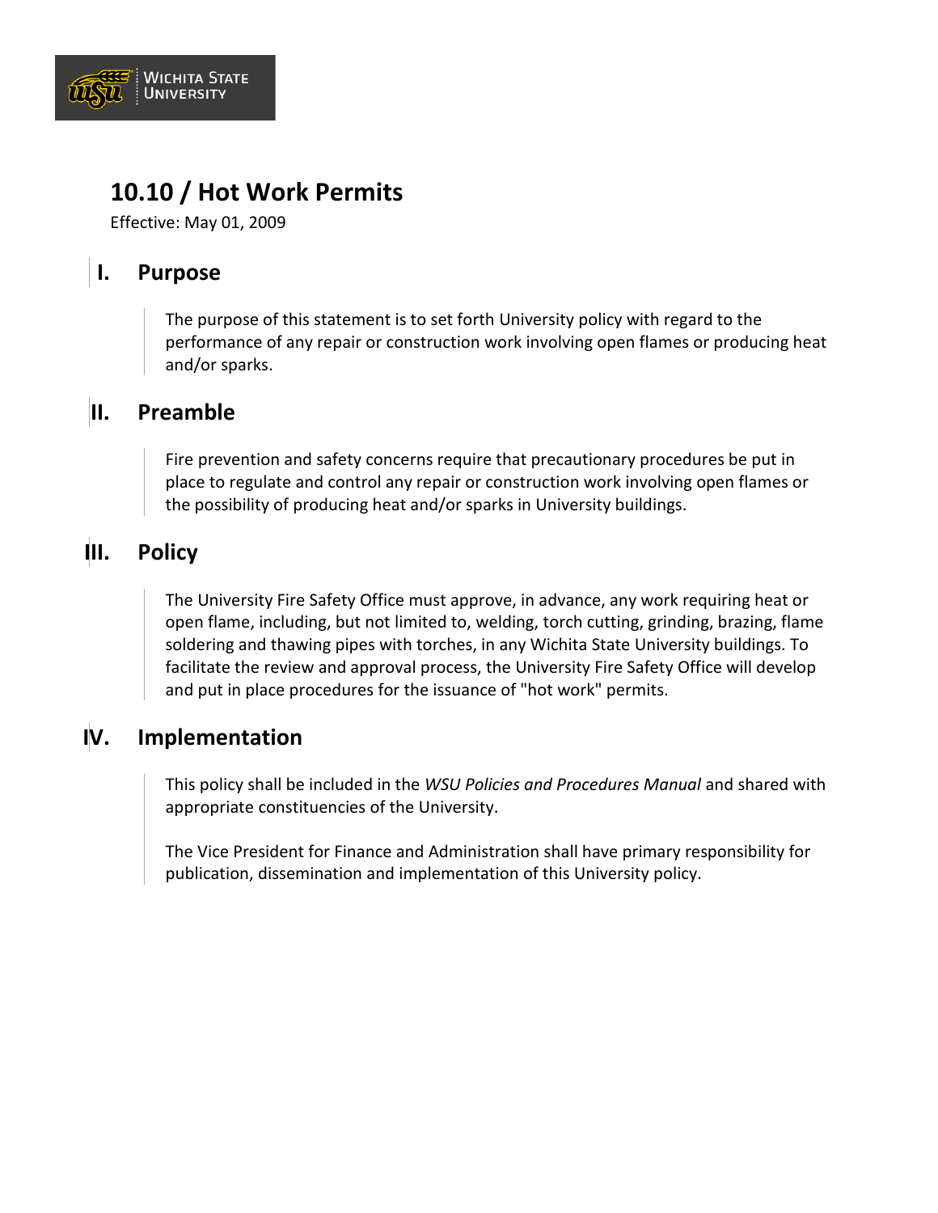# 10.10 / Hot Work Permits

Effective: May 01, 2009

## I. Purpose

The purpose of this statement is to set forth University policy with regard to the performance of any repair or construction work involving open flames or producing heat and/or sparks.

## II. Preamble

Fire prevention and safety concerns require that precautionary procedures be put in place to regulate and control any repair or construction work involving open flames or the possibility of producing heat and/or sparks in University buildings.

## III. Policy

The University Fire Safety Office must approve, in advance, any work requiring heat or open flame, including, but not limited to, welding, torch cutting, grinding, brazing, flame soldering and thawing pipes with torches, in any Wichita State University buildings. To facilitate the review and approval process, the University Fire Safety Office will develop and put in place procedures for the issuance of "hot work" permits.

## IV. Implementation

This policy shall be included in the *WSU Policies and Procedures Manual* and shared with appropriate constituencies of the University.

The Vice President for Finance and Administration shall have primary responsibility for publication, dissemination and implementation of this University policy.